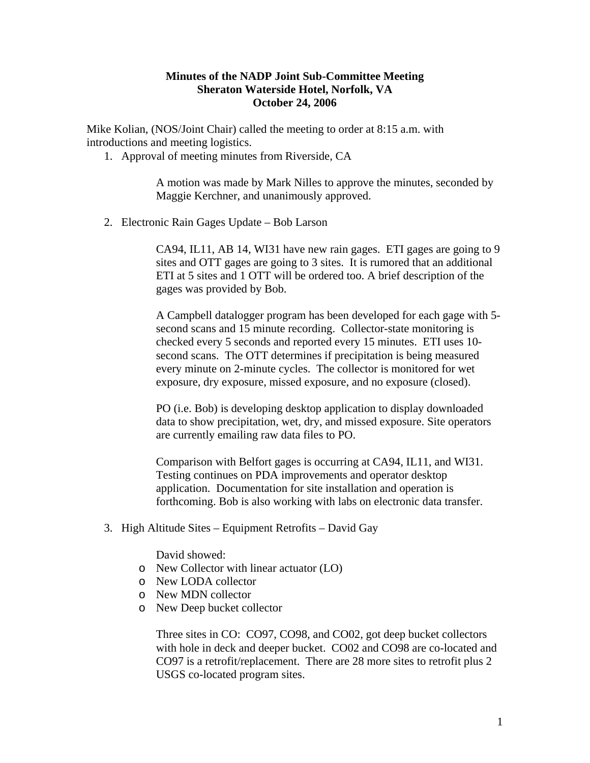**Minutes of the NADP Joint Sub-Committee Meeting**
**Sheraton Waterside Hotel, Norfolk, VA**
**October 24, 2006**

Mike Kolian, (NOS/Joint Chair) called the meeting to order at 8:15 a.m. with introductions and meeting logistics.

1. Approval of meeting minutes from Riverside, CA

   A motion was made by Mark Nilles to approve the minutes, seconded by Maggie Kerchner, and unanimously approved.

2. Electronic Rain Gages Update – Bob Larson

   CA94, IL11, AB 14, WI31 have new rain gages. ETI gages are going to 9 sites and OTT gages are going to 3 sites. It is rumored that an additional ETI at 5 sites and 1 OTT will be ordered too. A brief description of the gages was provided by Bob.

   A Campbell datalogger program has been developed for each gage with 5-second scans and 15 minute recording. Collector-state monitoring is checked every 5 seconds and reported every 15 minutes. ETI uses 10-second scans. The OTT determines if precipitation is being measured every minute on 2-minute cycles. The collector is monitored for wet exposure, dry exposure, missed exposure, and no exposure (closed).

   PO (i.e. Bob) is developing desktop application to display downloaded data to show precipitation, wet, dry, and missed exposure. Site operators are currently emailing raw data files to PO.

   Comparison with Belfort gages is occurring at CA94, IL11, and WI31. Testing continues on PDA improvements and operator desktop application. Documentation for site installation and operation is forthcoming. Bob is also working with labs on electronic data transfer.

3. High Altitude Sites – Equipment Retrofits – David Gay

   David showed:
   - New Collector with linear actuator (LO)
   - New LODA collector
   - New MDN collector
   - New Deep bucket collector

   Three sites in CO: CO97, CO98, and CO02, got deep bucket collectors with hole in deck and deeper bucket. CO02 and CO98 are co-located and CO97 is a retrofit/replacement. There are 28 more sites to retrofit plus 2 USGS co-located program sites.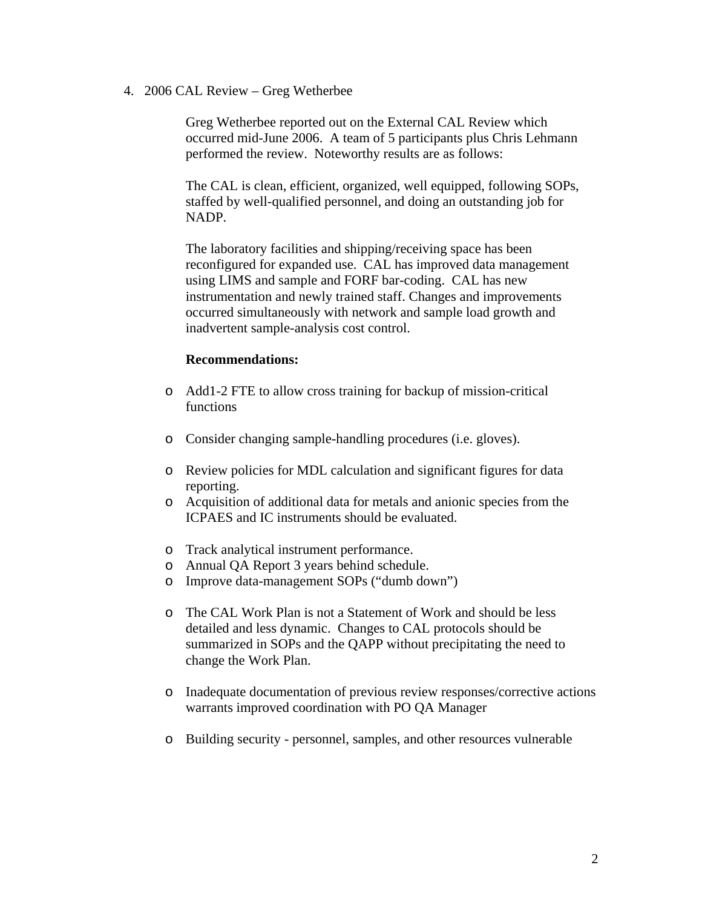4. 2006 CAL Review – Greg Wetherbee

Greg Wetherbee reported out on the External CAL Review which occurred mid-June 2006. A team of 5 participants plus Chris Lehmann performed the review. Noteworthy results are as follows:

The CAL is clean, efficient, organized, well equipped, following SOPs, staffed by well-qualified personnel, and doing an outstanding job for NADP.

The laboratory facilities and shipping/receiving space has been reconfigured for expanded use. CAL has improved data management using LIMS and sample and FORF bar-coding. CAL has new instrumentation and newly trained staff. Changes and improvements occurred simultaneously with network and sample load growth and inadvertent sample-analysis cost control.

**Recommendations:**

- Add1-2 FTE to allow cross training for backup of mission-critical functions
- Consider changing sample-handling procedures (i.e. gloves).
- Review policies for MDL calculation and significant figures for data reporting.
- Acquisition of additional data for metals and anionic species from the ICPAES and IC instruments should be evaluated.
- Track analytical instrument performance.
- Annual QA Report 3 years behind schedule.
- Improve data-management SOPs ("dumb down")
- The CAL Work Plan is not a Statement of Work and should be less detailed and less dynamic. Changes to CAL protocols should be summarized in SOPs and the QAPP without precipitating the need to change the Work Plan.
- Inadequate documentation of previous review responses/corrective actions warrants improved coordination with PO QA Manager
- Building security - personnel, samples, and other resources vulnerable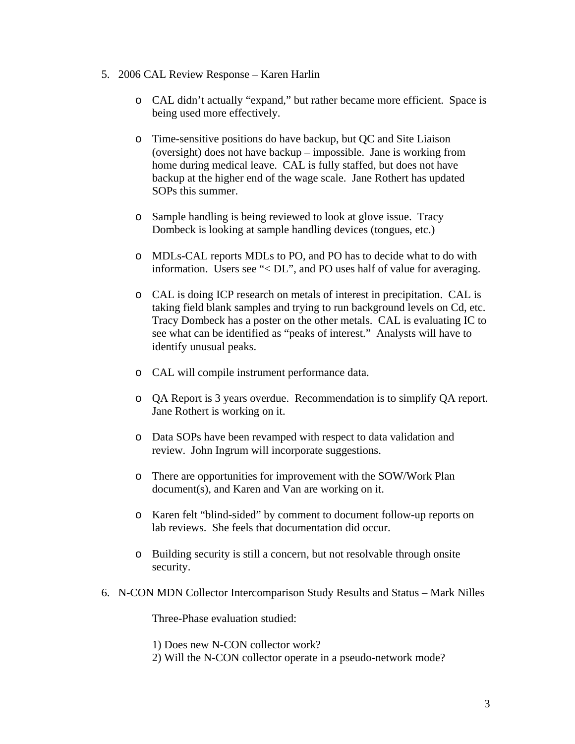5. 2006 CAL Review Response – Karen Harlin

   - CAL didn't actually "expand," but rather became more efficient. Space is being used more effectively.

   - Time-sensitive positions do have backup, but QC and Site Liaison (oversight) does not have backup – impossible. Jane is working from home during medical leave. CAL is fully staffed, but does not have backup at the higher end of the wage scale. Jane Rothert has updated SOPs this summer.

   - Sample handling is being reviewed to look at glove issue. Tracy Dombeck is looking at sample handling devices (tongues, etc.)

   - MDLs-CAL reports MDLs to PO, and PO has to decide what to do with information. Users see "< DL", and PO uses half of value for averaging.

   - CAL is doing ICP research on metals of interest in precipitation. CAL is taking field blank samples and trying to run background levels on Cd, etc. Tracy Dombeck has a poster on the other metals. CAL is evaluating IC to see what can be identified as "peaks of interest." Analysts will have to identify unusual peaks.

   - CAL will compile instrument performance data.

   - QA Report is 3 years overdue. Recommendation is to simplify QA report. Jane Rothert is working on it.

   - Data SOPs have been revamped with respect to data validation and review. John Ingrum will incorporate suggestions.

   - There are opportunities for improvement with the SOW/Work Plan document(s), and Karen and Van are working on it.

   - Karen felt "blind-sided" by comment to document follow-up reports on lab reviews. She feels that documentation did occur.

   - Building security is still a concern, but not resolvable through onsite security.

6. N-CON MDN Collector Intercomparison Study Results and Status – Mark Nilles

   Three-Phase evaluation studied:

   1) Does new N-CON collector work?
   2) Will the N-CON collector operate in a pseudo-network mode?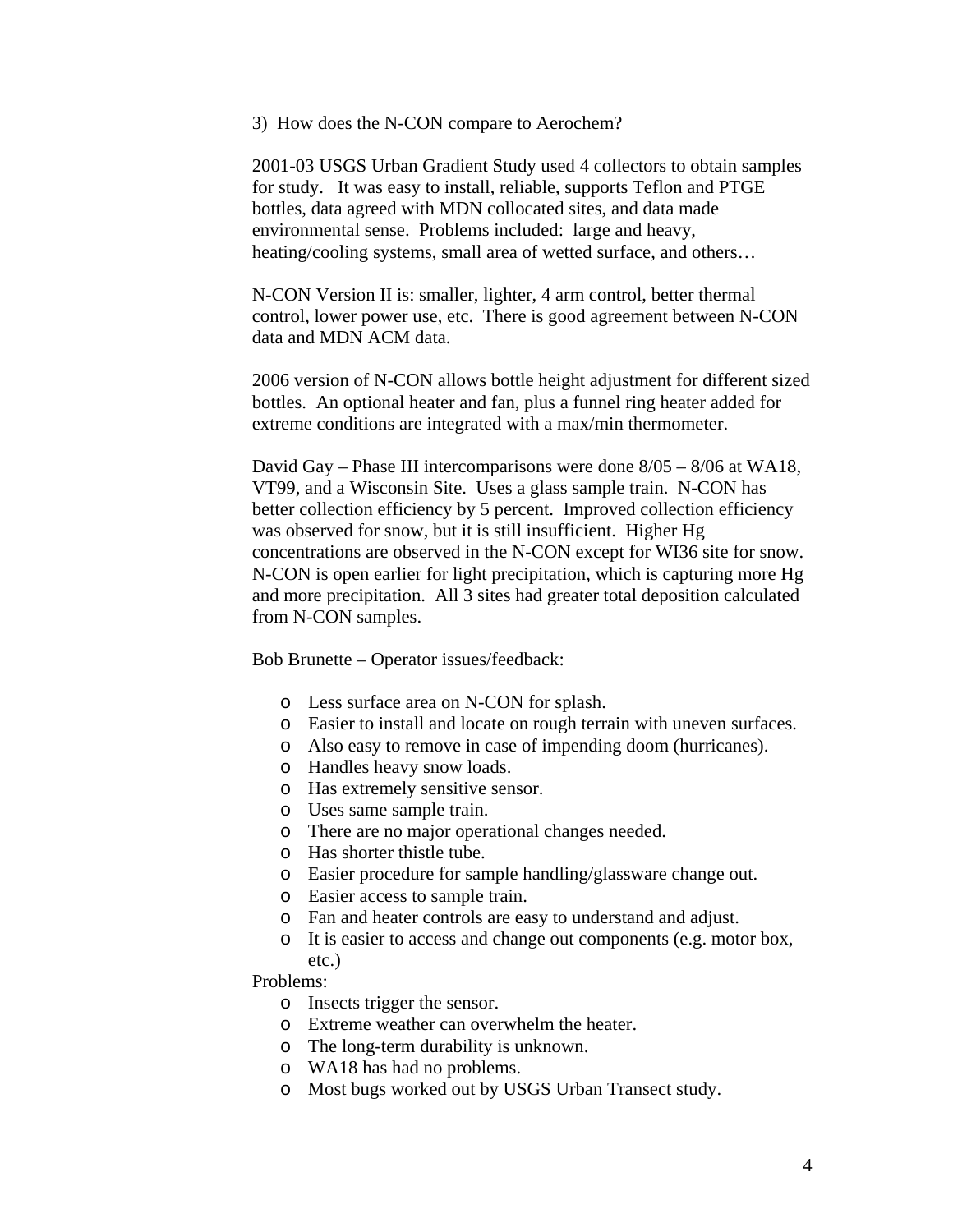3) How does the N-CON compare to Aerochem?

2001-03 USGS Urban Gradient Study used 4 collectors to obtain samples for study. It was easy to install, reliable, supports Teflon and PTGE bottles, data agreed with MDN collocated sites, and data made environmental sense. Problems included: large and heavy, heating/cooling systems, small area of wetted surface, and others…

N-CON Version II is: smaller, lighter, 4 arm control, better thermal control, lower power use, etc. There is good agreement between N-CON data and MDN ACM data.

2006 version of N-CON allows bottle height adjustment for different sized bottles. An optional heater and fan, plus a funnel ring heater added for extreme conditions are integrated with a max/min thermometer.

David Gay – Phase III intercomparisons were done 8/05 – 8/06 at WA18, VT99, and a Wisconsin Site. Uses a glass sample train. N-CON has better collection efficiency by 5 percent. Improved collection efficiency was observed for snow, but it is still insufficient. Higher Hg concentrations are observed in the N-CON except for WI36 site for snow. N-CON is open earlier for light precipitation, which is capturing more Hg and more precipitation. All 3 sites had greater total deposition calculated from N-CON samples.

Bob Brunette – Operator issues/feedback:

- Less surface area on N-CON for splash.
- Easier to install and locate on rough terrain with uneven surfaces.
- Also easy to remove in case of impending doom (hurricanes).
- Handles heavy snow loads.
- Has extremely sensitive sensor.
- Uses same sample train.
- There are no major operational changes needed.
- Has shorter thistle tube.
- Easier procedure for sample handling/glassware change out.
- Easier access to sample train.
- Fan and heater controls are easy to understand and adjust.
- It is easier to access and change out components (e.g. motor box, etc.)

Problems:

- Insects trigger the sensor.
- Extreme weather can overwhelm the heater.
- The long-term durability is unknown.
- WA18 has had no problems.
- Most bugs worked out by USGS Urban Transect study.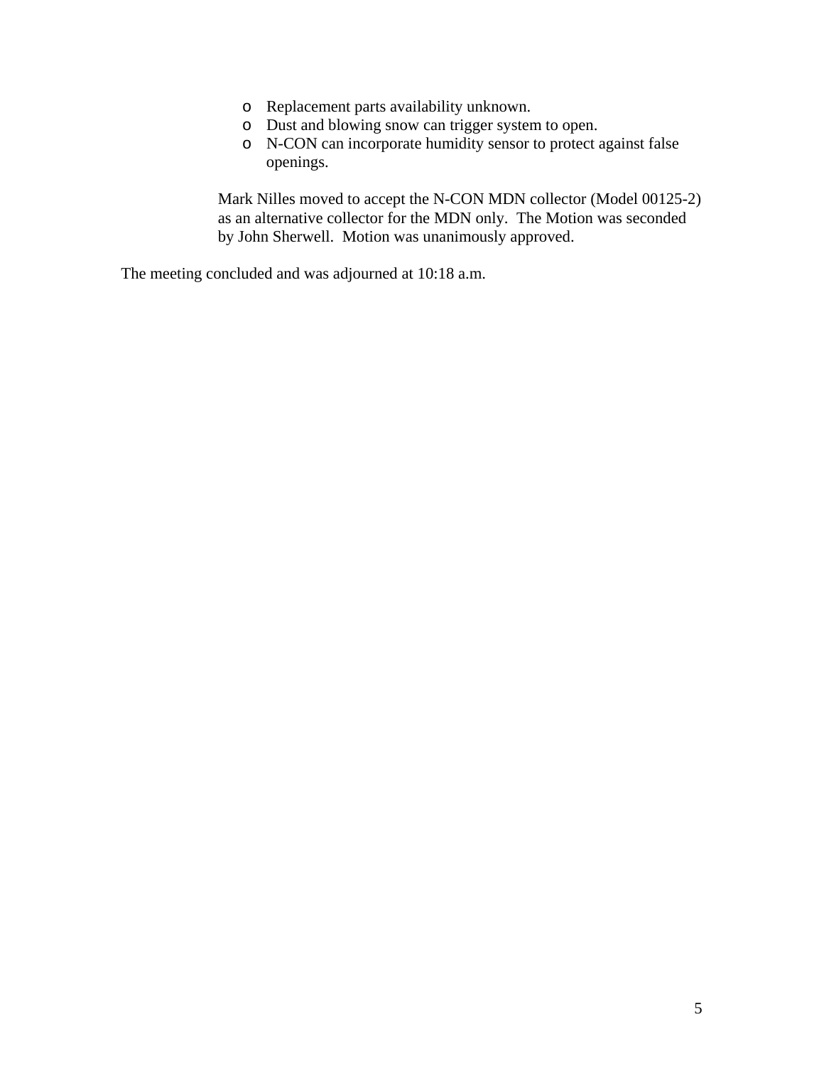- Replacement parts availability unknown.
- Dust and blowing snow can trigger system to open.
- N-CON can incorporate humidity sensor to protect against false openings.

Mark Nilles moved to accept the N-CON MDN collector (Model 00125-2) as an alternative collector for the MDN only. The Motion was seconded by John Sherwell. Motion was unanimously approved.

The meeting concluded and was adjourned at 10:18 a.m.